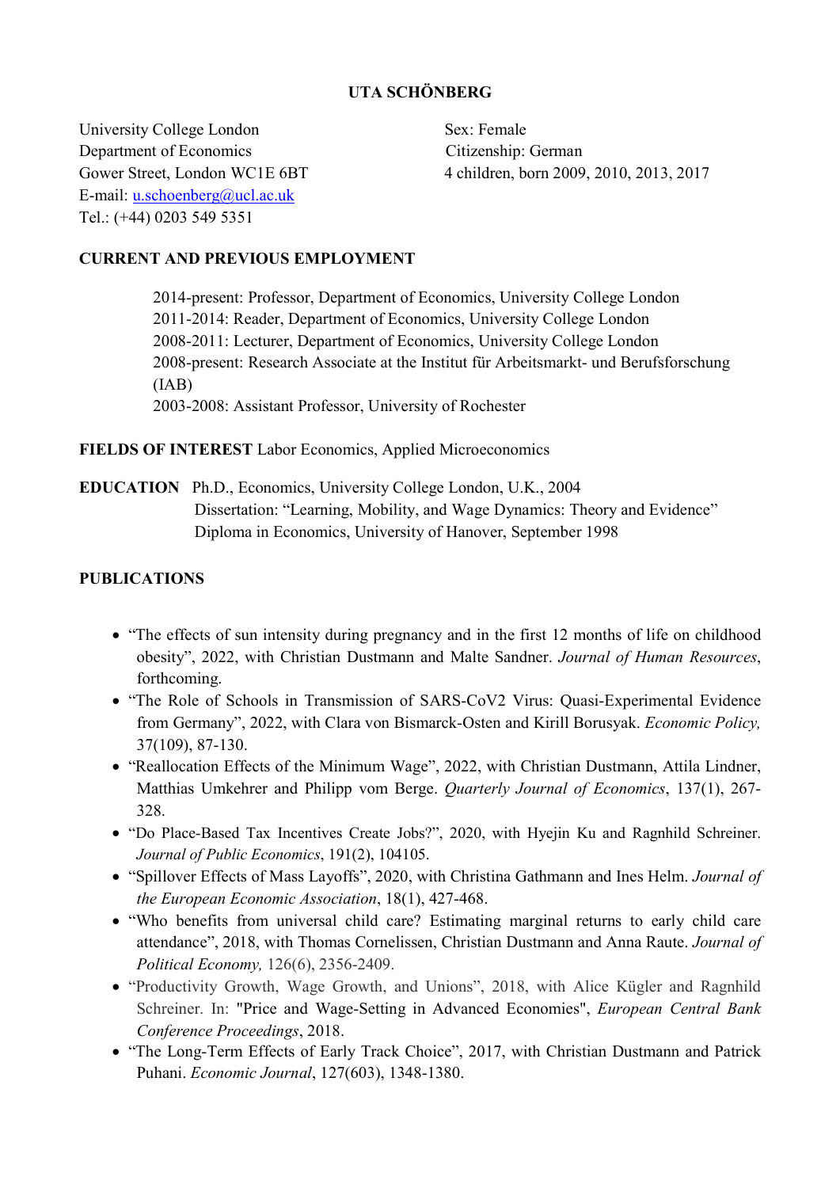# UTA SCHÖNBERG

University College London
Department of Economics
Gower Street, London WC1E 6BT
E-mail: u.schoenberg@ucl.ac.uk
Tel.: (+44) 0203 549 5351

Sex: Female
Citizenship: German
4 children, born 2009, 2010, 2013, 2017

## CURRENT AND PREVIOUS EMPLOYMENT

2014-present: Professor, Department of Economics, University College London
2011-2014: Reader, Department of Economics, University College London
2008-2011: Lecturer, Department of Economics, University College London
2008-present: Research Associate at the Institut für Arbeitsmarkt- und Berufsforschung (IAB)
2003-2008: Assistant Professor, University of Rochester

**FIELDS OF INTEREST** Labor Economics, Applied Microeconomics

**EDUCATION** Ph.D., Economics, University College London, U.K., 2004
Dissertation: "Learning, Mobility, and Wage Dynamics: Theory and Evidence"
Diploma in Economics, University of Hanover, September 1998

## PUBLICATIONS

- "The effects of sun intensity during pregnancy and in the first 12 months of life on childhood obesity", 2022, with Christian Dustmann and Malte Sandner. *Journal of Human Resources*, forthcoming.
- "The Role of Schools in Transmission of SARS-CoV2 Virus: Quasi-Experimental Evidence from Germany", 2022, with Clara von Bismarck-Osten and Kirill Borusyak. *Economic Policy,* 37(109), 87-130.
- "Reallocation Effects of the Minimum Wage", 2022, with Christian Dustmann, Attila Lindner, Matthias Umkehrer and Philipp vom Berge. *Quarterly Journal of Economics*, 137(1), 267-328.
- "Do Place-Based Tax Incentives Create Jobs?", 2020, with Hyejin Ku and Ragnhild Schreiner. *Journal of Public Economics*, 191(2), 104105.
- "Spillover Effects of Mass Layoffs", 2020, with Christina Gathmann and Ines Helm. *Journal of the European Economic Association*, 18(1), 427-468.
- "Who benefits from universal child care? Estimating marginal returns to early child care attendance", 2018, with Thomas Cornelissen, Christian Dustmann and Anna Raute. *Journal of Political Economy,* 126(6), 2356-2409.
- "Productivity Growth, Wage Growth, and Unions", 2018, with Alice Kügler and Ragnhild Schreiner. In: "Price and Wage-Setting in Advanced Economies", *European Central Bank Conference Proceedings*, 2018.
- "The Long-Term Effects of Early Track Choice", 2017, with Christian Dustmann and Patrick Puhani. *Economic Journal*, 127(603), 1348-1380.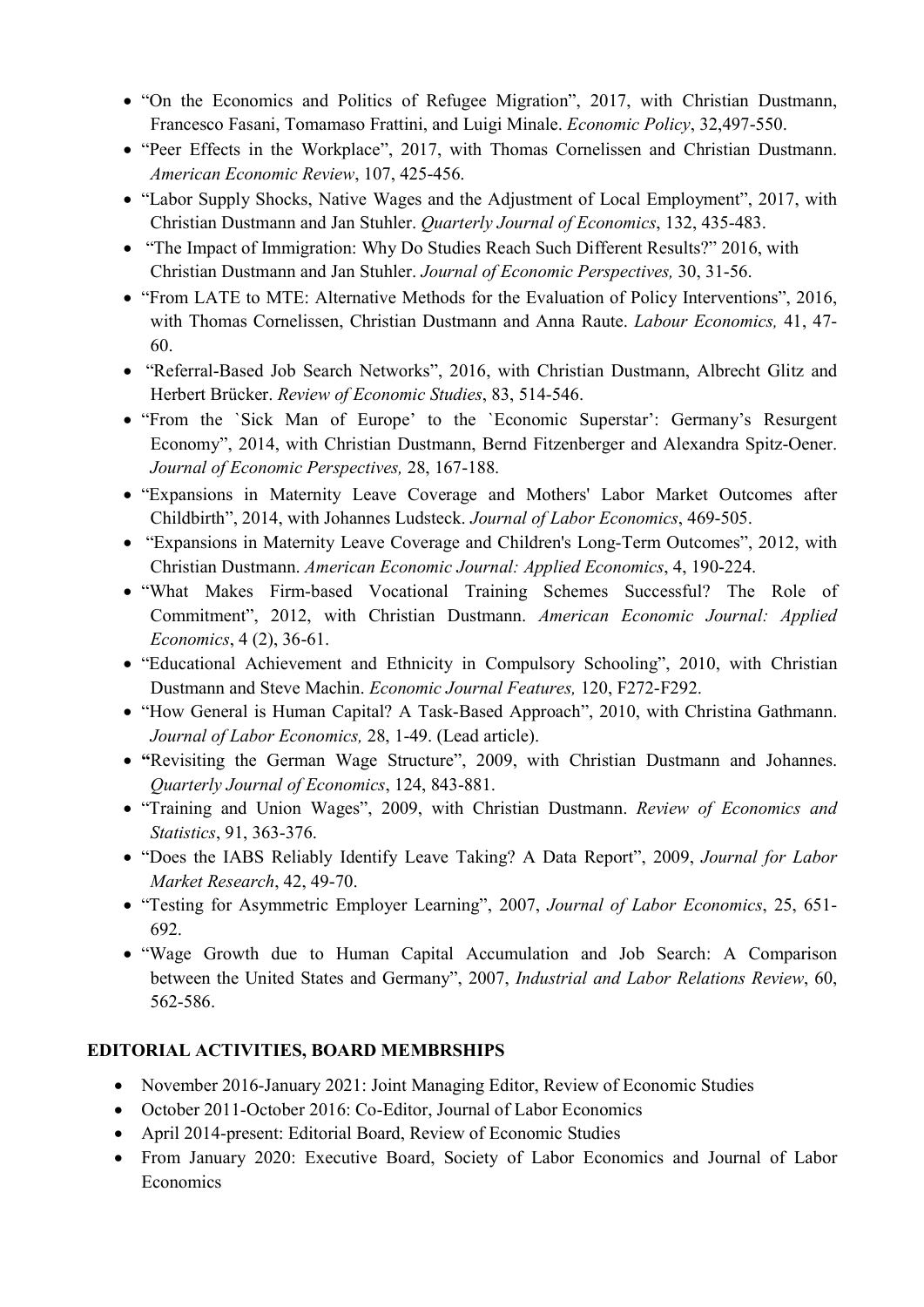- "On the Economics and Politics of Refugee Migration", 2017, with Christian Dustmann, Francesco Fasani, Tomamaso Frattini, and Luigi Minale. *Economic Policy*, 32,497-550.
- "Peer Effects in the Workplace", 2017, with Thomas Cornelissen and Christian Dustmann. *American Economic Review*, 107, 425-456.
- "Labor Supply Shocks, Native Wages and the Adjustment of Local Employment", 2017, with Christian Dustmann and Jan Stuhler. *Quarterly Journal of Economics*, 132, 435-483.
- "The Impact of Immigration: Why Do Studies Reach Such Different Results?" 2016, with Christian Dustmann and Jan Stuhler. *Journal of Economic Perspectives,* 30, 31-56.
- "From LATE to MTE: Alternative Methods for the Evaluation of Policy Interventions", 2016, with Thomas Cornelissen, Christian Dustmann and Anna Raute. *Labour Economics,* 41, 47-60.
- "Referral-Based Job Search Networks", 2016, with Christian Dustmann, Albrecht Glitz and Herbert Brücker. *Review of Economic Studies*, 83, 514-546.
- "From the `Sick Man of Europe' to the `Economic Superstar': Germany's Resurgent Economy", 2014, with Christian Dustmann, Bernd Fitzenberger and Alexandra Spitz-Oener. *Journal of Economic Perspectives,* 28, 167-188.
- "Expansions in Maternity Leave Coverage and Mothers' Labor Market Outcomes after Childbirth", 2014, with Johannes Ludsteck. *Journal of Labor Economics*, 469-505.
- "Expansions in Maternity Leave Coverage and Children's Long-Term Outcomes", 2012, with Christian Dustmann. *American Economic Journal: Applied Economics*, 4, 190-224.
- "What Makes Firm-based Vocational Training Schemes Successful? The Role of Commitment", 2012, with Christian Dustmann. *American Economic Journal: Applied Economics*, 4 (2), 36-61.
- "Educational Achievement and Ethnicity in Compulsory Schooling", 2010, with Christian Dustmann and Steve Machin. *Economic Journal Features,* 120, F272-F292.
- "How General is Human Capital? A Task-Based Approach", 2010, with Christina Gathmann. *Journal of Labor Economics,* 28, 1-49. (Lead article).
- **"**Revisiting the German Wage Structure", 2009, with Christian Dustmann and Johannes. *Quarterly Journal of Economics*, 124, 843-881.
- "Training and Union Wages", 2009, with Christian Dustmann. *Review of Economics and Statistics*, 91, 363-376.
- "Does the IABS Reliably Identify Leave Taking? A Data Report", 2009, *Journal for Labor Market Research*, 42, 49-70.
- "Testing for Asymmetric Employer Learning", 2007, *Journal of Labor Economics*, 25, 651-692.
- "Wage Growth due to Human Capital Accumulation and Job Search: A Comparison between the United States and Germany", 2007, *Industrial and Labor Relations Review*, 60, 562-586.

## EDITORIAL ACTIVITIES, BOARD MEMBRSHIPS

- November 2016-January 2021: Joint Managing Editor, Review of Economic Studies
- October 2011-October 2016: Co-Editor, Journal of Labor Economics
- April 2014-present: Editorial Board, Review of Economic Studies
- From January 2020: Executive Board, Society of Labor Economics and Journal of Labor Economics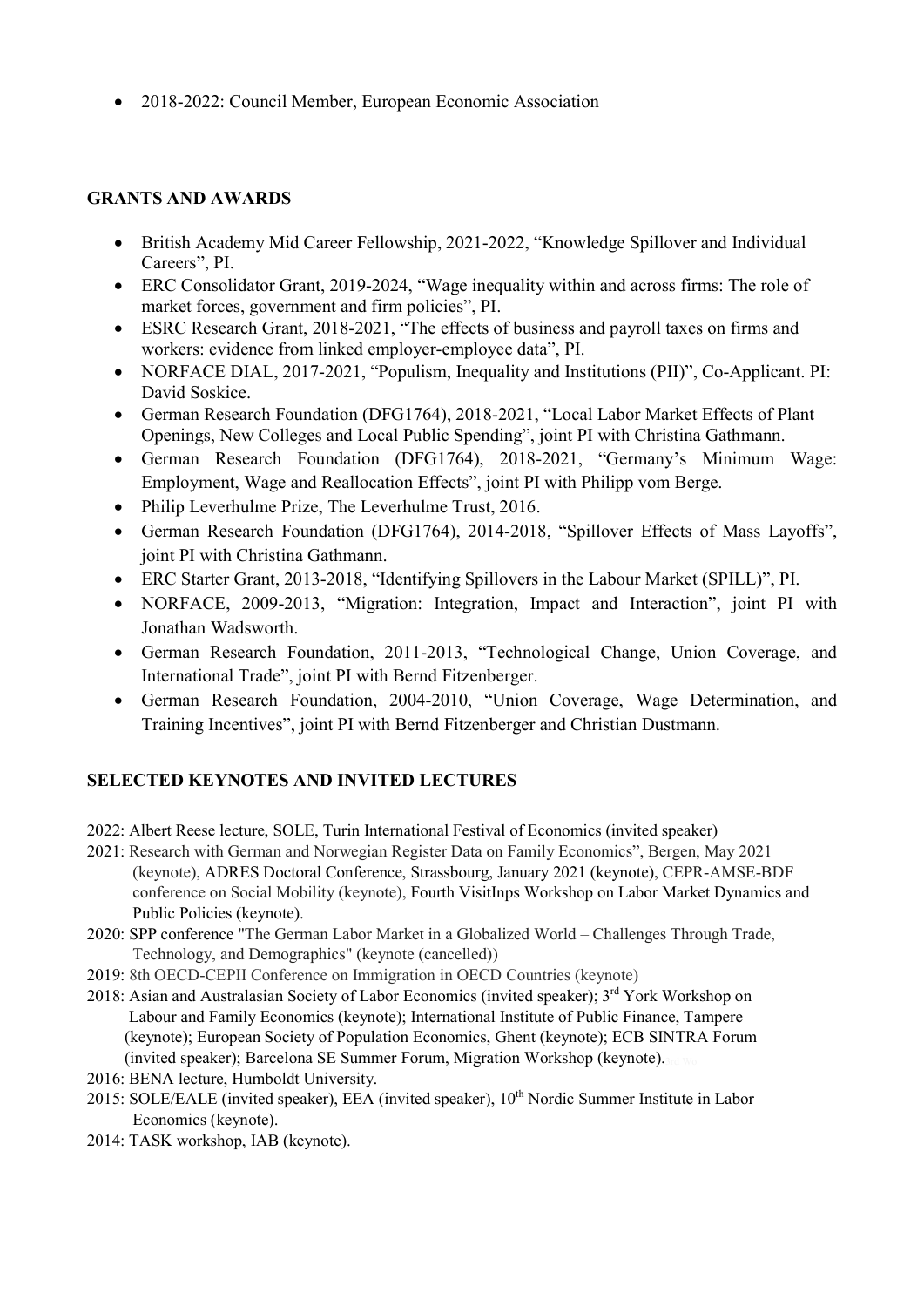- 2018-2022: Council Member, European Economic Association

## GRANTS AND AWARDS

- British Academy Mid Career Fellowship, 2021-2022, "Knowledge Spillover and Individual Careers", PI.
- ERC Consolidator Grant, 2019-2024, "Wage inequality within and across firms: The role of market forces, government and firm policies", PI.
- ESRC Research Grant, 2018-2021, "The effects of business and payroll taxes on firms and workers: evidence from linked employer-employee data", PI.
- NORFACE DIAL, 2017-2021, "Populism, Inequality and Institutions (PII)", Co-Applicant. PI: David Soskice.
- German Research Foundation (DFG1764), 2018-2021, "Local Labor Market Effects of Plant Openings, New Colleges and Local Public Spending", joint PI with Christina Gathmann.
- German Research Foundation (DFG1764), 2018-2021, "Germany's Minimum Wage: Employment, Wage and Reallocation Effects", joint PI with Philipp vom Berge.
- Philip Leverhulme Prize, The Leverhulme Trust, 2016.
- German Research Foundation (DFG1764), 2014-2018, "Spillover Effects of Mass Layoffs", joint PI with Christina Gathmann.
- ERC Starter Grant, 2013-2018, "Identifying Spillovers in the Labour Market (SPILL)", PI.
- NORFACE, 2009-2013, "Migration: Integration, Impact and Interaction", joint PI with Jonathan Wadsworth.
- German Research Foundation, 2011-2013, "Technological Change, Union Coverage, and International Trade", joint PI with Bernd Fitzenberger.
- German Research Foundation, 2004-2010, "Union Coverage, Wage Determination, and Training Incentives", joint PI with Bernd Fitzenberger and Christian Dustmann.

## SELECTED KEYNOTES AND INVITED LECTURES

2022: Albert Reese lecture, SOLE, Turin International Festival of Economics (invited speaker)

2021: Research with German and Norwegian Register Data on Family Economics", Bergen, May 2021 (keynote), ADRES Doctoral Conference, Strassbourg, January 2021 (keynote), CEPR-AMSE-BDF conference on Social Mobility (keynote), Fourth VisitInps Workshop on Labor Market Dynamics and Public Policies (keynote).

2020: SPP conference "The German Labor Market in a Globalized World – Challenges Through Trade, Technology, and Demographics" (keynote (cancelled))

2019: 8th OECD-CEPII Conference on Immigration in OECD Countries (keynote)

2018: Asian and Australasian Society of Labor Economics (invited speaker); 3rd York Workshop on Labour and Family Economics (keynote); International Institute of Public Finance, Tampere (keynote); European Society of Population Economics, Ghent (keynote); ECB SINTRA Forum (invited speaker); Barcelona SE Summer Forum, Migration Workshop (keynote).

2016: BENA lecture, Humboldt University.

2015: SOLE/EALE (invited speaker), EEA (invited speaker), 10th Nordic Summer Institute in Labor Economics (keynote).

2014: TASK workshop, IAB (keynote).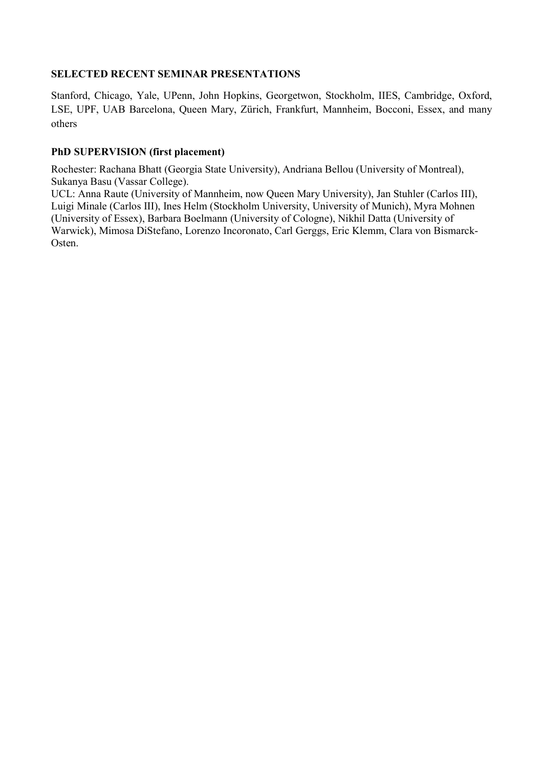**SELECTED RECENT SEMINAR PRESENTATIONS**

Stanford, Chicago, Yale, UPenn, John Hopkins, Georgetwon, Stockholm, IIES, Cambridge, Oxford, LSE, UPF, UAB Barcelona, Queen Mary, Zürich, Frankfurt, Mannheim, Bocconi, Essex, and many others

**PhD SUPERVISION (first placement)**

Rochester: Rachana Bhatt (Georgia State University), Andriana Bellou (University of Montreal), Sukanya Basu (Vassar College).
UCL: Anna Raute (University of Mannheim, now Queen Mary University), Jan Stuhler (Carlos III), Luigi Minale (Carlos III), Ines Helm (Stockholm University, University of Munich), Myra Mohnen (University of Essex), Barbara Boelmann (University of Cologne), Nikhil Datta (University of Warwick), Mimosa DiStefano, Lorenzo Incoronato, Carl Gerggs, Eric Klemm, Clara von Bismarck-Osten.